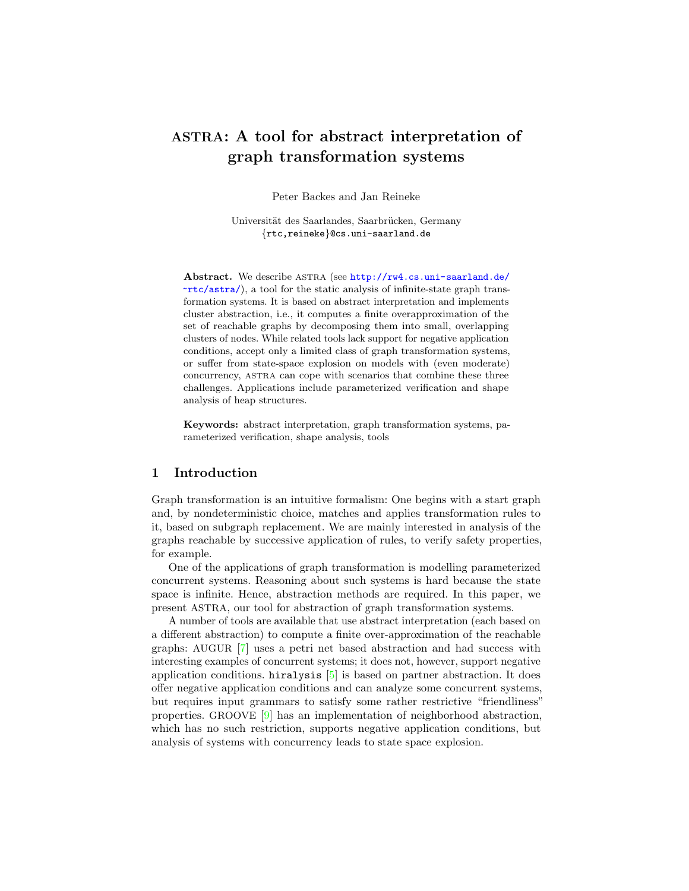# ASTRA: A tool for abstract interpretation of graph transformation systems

Peter Backes and Jan Reineke

Universität des Saarlandes, Saarbrücken, Germany
{rtc,reineke}@cs.uni-saarland.de

**Abstract.** We describe ASTRA (see http://rw4.cs.uni-saarland.de/~rtc/astra/), a tool for the static analysis of infinite-state graph transformation systems. It is based on abstract interpretation and implements cluster abstraction, i.e., it computes a finite overapproximation of the set of reachable graphs by decomposing them into small, overlapping clusters of nodes. While related tools lack support for negative application conditions, accept only a limited class of graph transformation systems, or suffer from state-space explosion on models with (even moderate) concurrency, ASTRA can cope with scenarios that combine these three challenges. Applications include parameterized verification and shape analysis of heap structures.

**Keywords:** abstract interpretation, graph transformation systems, parameterized verification, shape analysis, tools

## 1 Introduction

Graph transformation is an intuitive formalism: One begins with a start graph and, by nondeterministic choice, matches and applies transformation rules to it, based on subgraph replacement. We are mainly interested in analysis of the graphs reachable by successive application of rules, to verify safety properties, for example.

One of the applications of graph transformation is modelling parameterized concurrent systems. Reasoning about such systems is hard because the state space is infinite. Hence, abstraction methods are required. In this paper, we present ASTRA, our tool for abstraction of graph transformation systems.

A number of tools are available that use abstract interpretation (each based on a different abstraction) to compute a finite over-approximation of the reachable graphs: AUGUR [7] uses a petri net based abstraction and had success with interesting examples of concurrent systems; it does not, however, support negative application conditions. `hiralysis` [5] is based on partner abstraction. It does offer negative application conditions and can analyze some concurrent systems, but requires input grammars to satisfy some rather restrictive "friendliness" properties. GROOVE [9] has an implementation of neighborhood abstraction, which has no such restriction, supports negative application conditions, but analysis of systems with concurrency leads to state space explosion.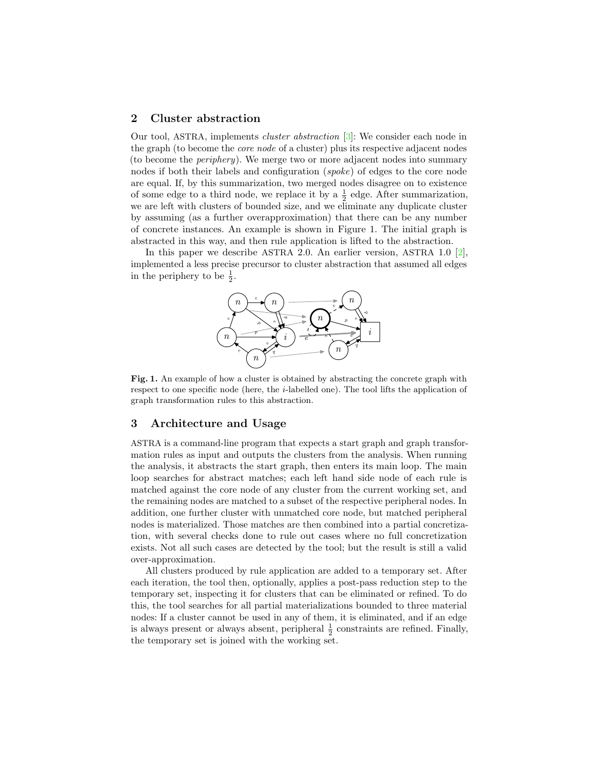## 2 Cluster abstraction

Our tool, ASTRA, implements *cluster abstraction* [3]: We consider each node in the graph (to become the *core node* of a cluster) plus its respective adjacent nodes (to become the *periphery*). We merge two or more adjacent nodes into summary nodes if both their labels and configuration (*spoke*) of edges to the core node are equal. If, by this summarization, two merged nodes disagree on to existence of some edge to a third node, we replace it by a $\frac{1}{2}$ edge. After summarization, we are left with clusters of bounded size, and we eliminate any duplicate cluster by assuming (as a further overapproximation) that there can be any number of concrete instances. An example is shown in Figure 1. The initial graph is abstracted in this way, and then rule application is lifted to the abstraction.

In this paper we describe ASTRA 2.0. An earlier version, ASTRA 1.0 [2], implemented a less precise precursor to cluster abstraction that assumed all edges in the periphery to be $\frac{1}{2}$.

**Fig. 1.** An example of how a cluster is obtained by abstracting the concrete graph with respect to one specific node (here, the *i*-labelled one). The tool lifts the application of graph transformation rules to this abstraction.

## 3 Architecture and Usage

ASTRA is a command-line program that expects a start graph and graph transformation rules as input and outputs the clusters from the analysis. When running the analysis, it abstracts the start graph, then enters its main loop. The main loop searches for abstract matches; each left hand side node of each rule is matched against the core node of any cluster from the current working set, and the remaining nodes are matched to a subset of the respective peripheral nodes. In addition, one further cluster with unmatched core node, but matched peripheral nodes is materialized. Those matches are then combined into a partial concretization, with several checks done to rule out cases where no full concretization exists. Not all such cases are detected by the tool; but the result is still a valid over-approximation.

All clusters produced by rule application are added to a temporary set. After each iteration, the tool then, optionally, applies a post-pass reduction step to the temporary set, inspecting it for clusters that can be eliminated or refined. To do this, the tool searches for all partial materializations bounded to three material nodes: If a cluster cannot be used in any of them, it is eliminated, and if an edge is always present or always absent, peripheral $\frac{1}{2}$ constraints are refined. Finally, the temporary set is joined with the working set.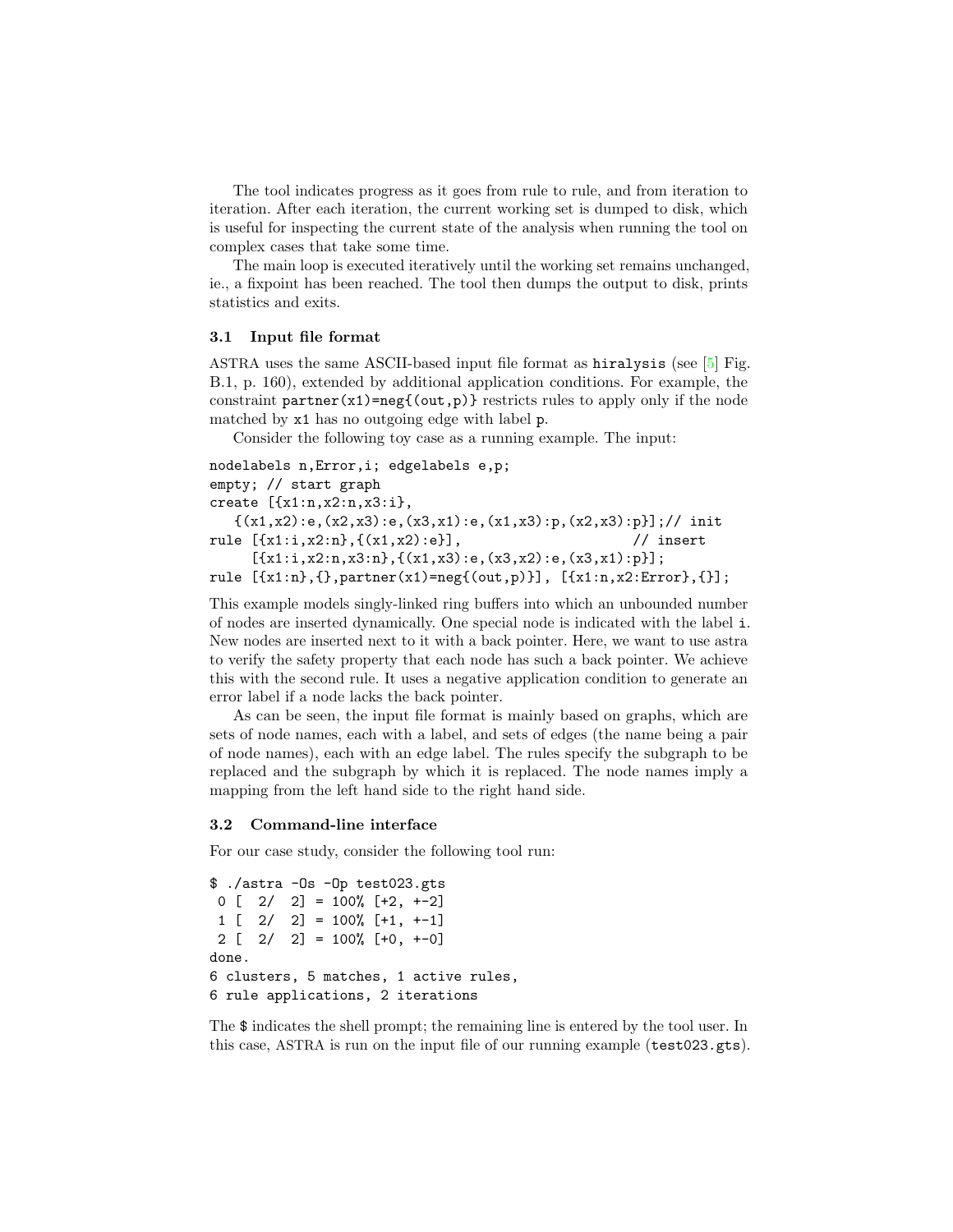The tool indicates progress as it goes from rule to rule, and from iteration to iteration. After each iteration, the current working set is dumped to disk, which is useful for inspecting the current state of the analysis when running the tool on complex cases that take some time.

The main loop is executed iteratively until the working set remains unchanged, ie., a fixpoint has been reached. The tool then dumps the output to disk, prints statistics and exits.

### 3.1 Input file format

ASTRA uses the same ASCII-based input file format as `hiralysis` (see [5] Fig. B.1, p. 160), extended by additional application conditions. For example, the constraint `partner(x1)=neg{(out,p)}` restricts rules to apply only if the node matched by `x1` has no outgoing edge with label `p`.

Consider the following toy case as a running example. The input:

```
nodelabels n,Error,i; edgelabels e,p;
empty; // start graph
create [{x1:n,x2:n,x3:i},
   {(x1,x2):e,(x2,x3):e,(x3,x1):e,(x1,x3):p,(x2,x3):p}];// init
rule [{x1:i,x2:n},{(x1,x2):e}],                        // insert
     [{x1:i,x2:n,x3:n},{(x1,x3):e,(x3,x2):e,(x3,x1):p}];
rule [{x1:n},{},partner(x1)=neg{(out,p)}], [{x1:n,x2:Error},{}];
```

This example models singly-linked ring buffers into which an unbounded number of nodes are inserted dynamically. One special node is indicated with the label `i`. New nodes are inserted next to it with a back pointer. Here, we want to use astra to verify the safety property that each node has such a back pointer. We achieve this with the second rule. It uses a negative application condition to generate an error label if a node lacks the back pointer.

As can be seen, the input file format is mainly based on graphs, which are sets of node names, each with a label, and sets of edges (the name being a pair of node names), each with an edge label. The rules specify the subgraph to be replaced and the subgraph by which it is replaced. The node names imply a mapping from the left hand side to the right hand side.

### 3.2 Command-line interface

For our case study, consider the following tool run:

```
$ ./astra -Os -Op test023.gts
 0 [  2/  2] = 100% [+2, +-2]
 1 [  2/  2] = 100% [+1, +-1]
 2 [  2/  2] = 100% [+0, +-0]
done.
6 clusters, 5 matches, 1 active rules,
6 rule applications, 2 iterations
```

The `$` indicates the shell prompt; the remaining line is entered by the tool user. In this case, ASTRA is run on the input file of our running example (`test023.gts`).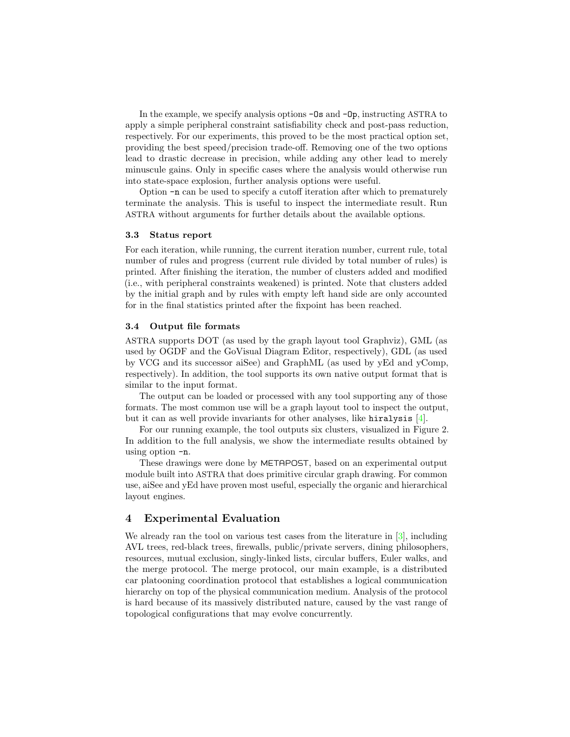In the example, we specify analysis options `-Os` and `-Op`, instructing ASTRA to apply a simple peripheral constraint satisfiability check and post-pass reduction, respectively. For our experiments, this proved to be the most practical option set, providing the best speed/precision trade-off. Removing one of the two options lead to drastic decrease in precision, while adding any other lead to merely minuscule gains. Only in specific cases where the analysis would otherwise run into state-space explosion, further analysis options were useful.

Option `-n` can be used to specify a cutoff iteration after which to prematurely terminate the analysis. This is useful to inspect the intermediate result. Run ASTRA without arguments for further details about the available options.

### 3.3 Status report

For each iteration, while running, the current iteration number, current rule, total number of rules and progress (current rule divided by total number of rules) is printed. After finishing the iteration, the number of clusters added and modified (i.e., with peripheral constraints weakened) is printed. Note that clusters added by the initial graph and by rules with empty left hand side are only accounted for in the final statistics printed after the fixpoint has been reached.

### 3.4 Output file formats

ASTRA supports DOT (as used by the graph layout tool Graphviz), GML (as used by OGDF and the GoVisual Diagram Editor, respectively), GDL (as used by VCG and its successor aiSee) and GraphML (as used by yEd and yComp, respectively). In addition, the tool supports its own native output format that is similar to the input format.

The output can be loaded or processed with any tool supporting any of those formats. The most common use will be a graph layout tool to inspect the output, but it can as well provide invariants for other analyses, like `hiralysis` [4].

For our running example, the tool outputs six clusters, visualized in Figure 2. In addition to the full analysis, we show the intermediate results obtained by using option `-n`.

These drawings were done by METAPOST, based on an experimental output module built into ASTRA that does primitive circular graph drawing. For common use, aiSee and yEd have proven most useful, especially the organic and hierarchical layout engines.

## 4 Experimental Evaluation

We already ran the tool on various test cases from the literature in [3], including AVL trees, red-black trees, firewalls, public/private servers, dining philosophers, resources, mutual exclusion, singly-linked lists, circular buffers, Euler walks, and the merge protocol. The merge protocol, our main example, is a distributed car platooning coordination protocol that establishes a logical communication hierarchy on top of the physical communication medium. Analysis of the protocol is hard because of its massively distributed nature, caused by the vast range of topological configurations that may evolve concurrently.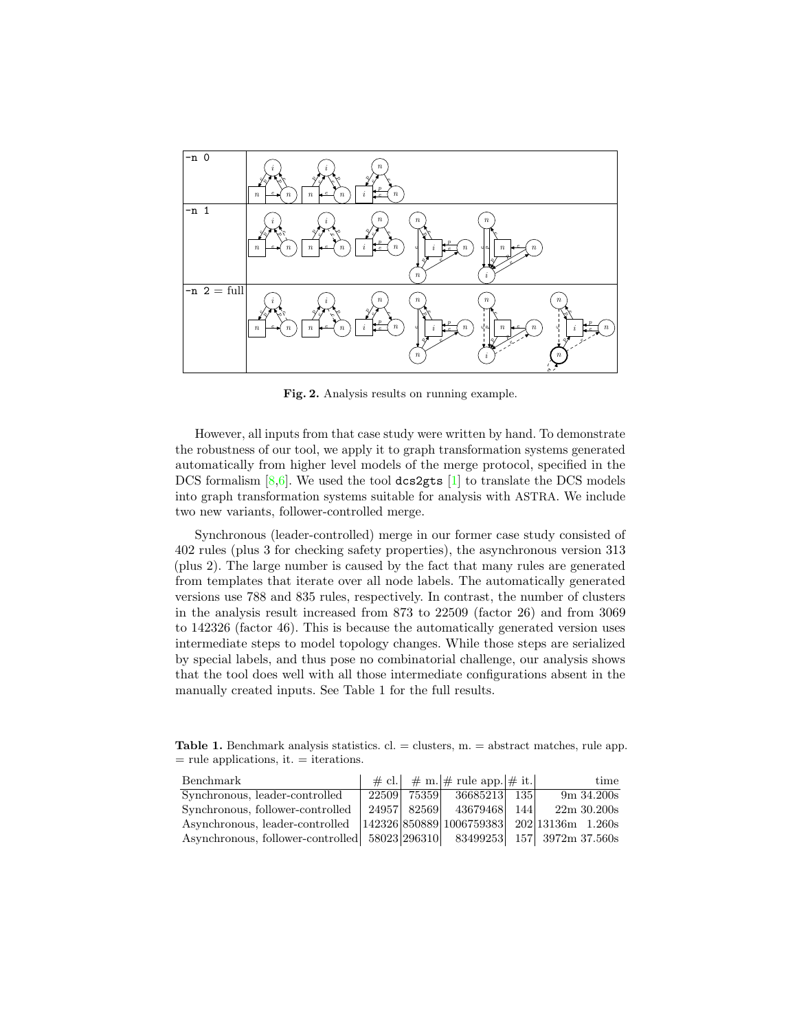Fig. 2. Analysis results on running example.

However, all inputs from that case study were written by hand. To demonstrate the robustness of our tool, we apply it to graph transformation systems generated automatically from higher level models of the merge protocol, specified in the DCS formalism [8,6]. We used the tool `dcs2gts` [1] to translate the DCS models into graph transformation systems suitable for analysis with ASTRA. We include two new variants, follower-controlled merge.

Synchronous (leader-controlled) merge in our former case study consisted of 402 rules (plus 3 for checking safety properties), the asynchronous version 313 (plus 2). The large number is caused by the fact that many rules are generated from templates that iterate over all node labels. The automatically generated versions use 788 and 835 rules, respectively. In contrast, the number of clusters in the analysis result increased from 873 to 22509 (factor 26) and from 3069 to 142326 (factor 46). This is because the automatically generated version uses intermediate steps to model topology changes. While those steps are serialized by special labels, and thus pose no combinatorial challenge, our analysis shows that the tool does well with all those intermediate configurations absent in the manually created inputs. See Table 1 for the full results.

**Table 1.** Benchmark analysis statistics. cl. = clusters, m. = abstract matches, rule app. = rule applications, it. = iterations.

| Benchmark | # cl. | # m. | # rule app. | # it. | time |
|---|---|---|---|---|---|
| Synchronous, leader-controlled | 22509 | 75359 | 36685213 | 135 | 9m 34.200s |
| Synchronous, follower-controlled | 24957 | 82569 | 43679468 | 144 | 22m 30.200s |
| Asynchronous, leader-controlled | 142326 | 850889 | 1006759383 | 202 | 13136m 1.260s |
| Asynchronous, follower-controlled | 58023 | 296310 | 83499253 | 157 | 3972m 37.560s |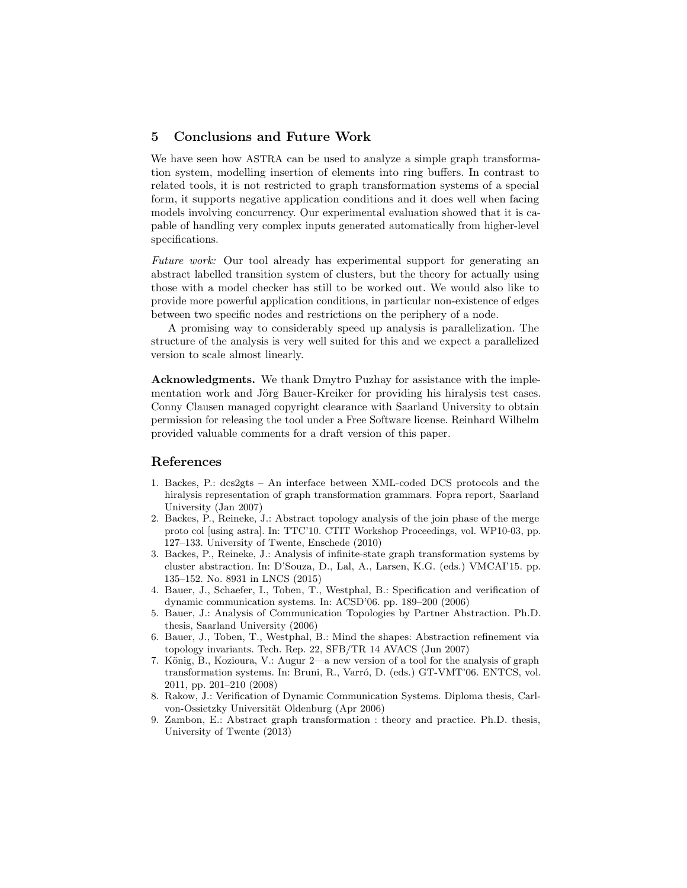## 5 Conclusions and Future Work

We have seen how ASTRA can be used to analyze a simple graph transformation system, modelling insertion of elements into ring buffers. In contrast to related tools, it is not restricted to graph transformation systems of a special form, it supports negative application conditions and it does well when facing models involving concurrency. Our experimental evaluation showed that it is capable of handling very complex inputs generated automatically from higher-level specifications.

*Future work:* Our tool already has experimental support for generating an abstract labelled transition system of clusters, but the theory for actually using those with a model checker has still to be worked out. We would also like to provide more powerful application conditions, in particular non-existence of edges between two specific nodes and restrictions on the periphery of a node.

A promising way to considerably speed up analysis is parallelization. The structure of the analysis is very well suited for this and we expect a parallelized version to scale almost linearly.

**Acknowledgments.** We thank Dmytro Puzhay for assistance with the implementation work and Jörg Bauer-Kreiker for providing his hiralysis test cases. Conny Clausen managed copyright clearance with Saarland University to obtain permission for releasing the tool under a Free Software license. Reinhard Wilhelm provided valuable comments for a draft version of this paper.

## References

1. Backes, P.: dcs2gts – An interface between XML-coded DCS protocols and the hiralysis representation of graph transformation grammars. Fopra report, Saarland University (Jan 2007)
2. Backes, P., Reineke, J.: Abstract topology analysis of the join phase of the merge proto col [using astra]. In: TTC'10. CTIT Workshop Proceedings, vol. WP10-03, pp. 127–133. University of Twente, Enschede (2010)
3. Backes, P., Reineke, J.: Analysis of infinite-state graph transformation systems by cluster abstraction. In: D'Souza, D., Lal, A., Larsen, K.G. (eds.) VMCAI'15. pp. 135–152. No. 8931 in LNCS (2015)
4. Bauer, J., Schaefer, I., Toben, T., Westphal, B.: Specification and verification of dynamic communication systems. In: ACSD'06. pp. 189–200 (2006)
5. Bauer, J.: Analysis of Communication Topologies by Partner Abstraction. Ph.D. thesis, Saarland University (2006)
6. Bauer, J., Toben, T., Westphal, B.: Mind the shapes: Abstraction refinement via topology invariants. Tech. Rep. 22, SFB/TR 14 AVACS (Jun 2007)
7. König, B., Kozioura, V.: Augur 2—a new version of a tool for the analysis of graph transformation systems. In: Bruni, R., Varró, D. (eds.) GT-VMT'06. ENTCS, vol. 2011, pp. 201–210 (2008)
8. Rakow, J.: Verification of Dynamic Communication Systems. Diploma thesis, Carl-von-Ossietzky Universität Oldenburg (Apr 2006)
9. Zambon, E.: Abstract graph transformation : theory and practice. Ph.D. thesis, University of Twente (2013)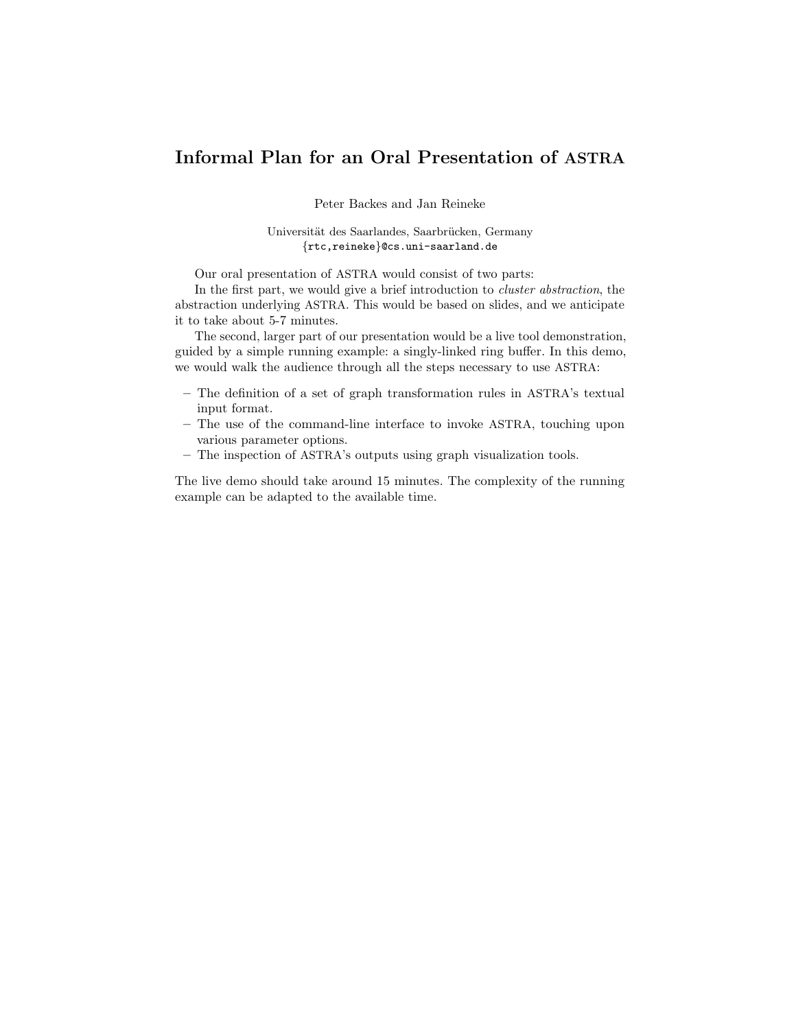# Informal Plan for an Oral Presentation of ASTRA

Peter Backes and Jan Reineke

Universität des Saarlandes, Saarbrücken, Germany
{rtc,reineke}@cs.uni-saarland.de

Our oral presentation of ASTRA would consist of two parts:

In the first part, we would give a brief introduction to *cluster abstraction*, the abstraction underlying ASTRA. This would be based on slides, and we anticipate it to take about 5-7 minutes.

The second, larger part of our presentation would be a live tool demonstration, guided by a simple running example: a singly-linked ring buffer. In this demo, we would walk the audience through all the steps necessary to use ASTRA:

- The definition of a set of graph transformation rules in ASTRA's textual input format.
- The use of the command-line interface to invoke ASTRA, touching upon various parameter options.
- The inspection of ASTRA's outputs using graph visualization tools.

The live demo should take around 15 minutes. The complexity of the running example can be adapted to the available time.